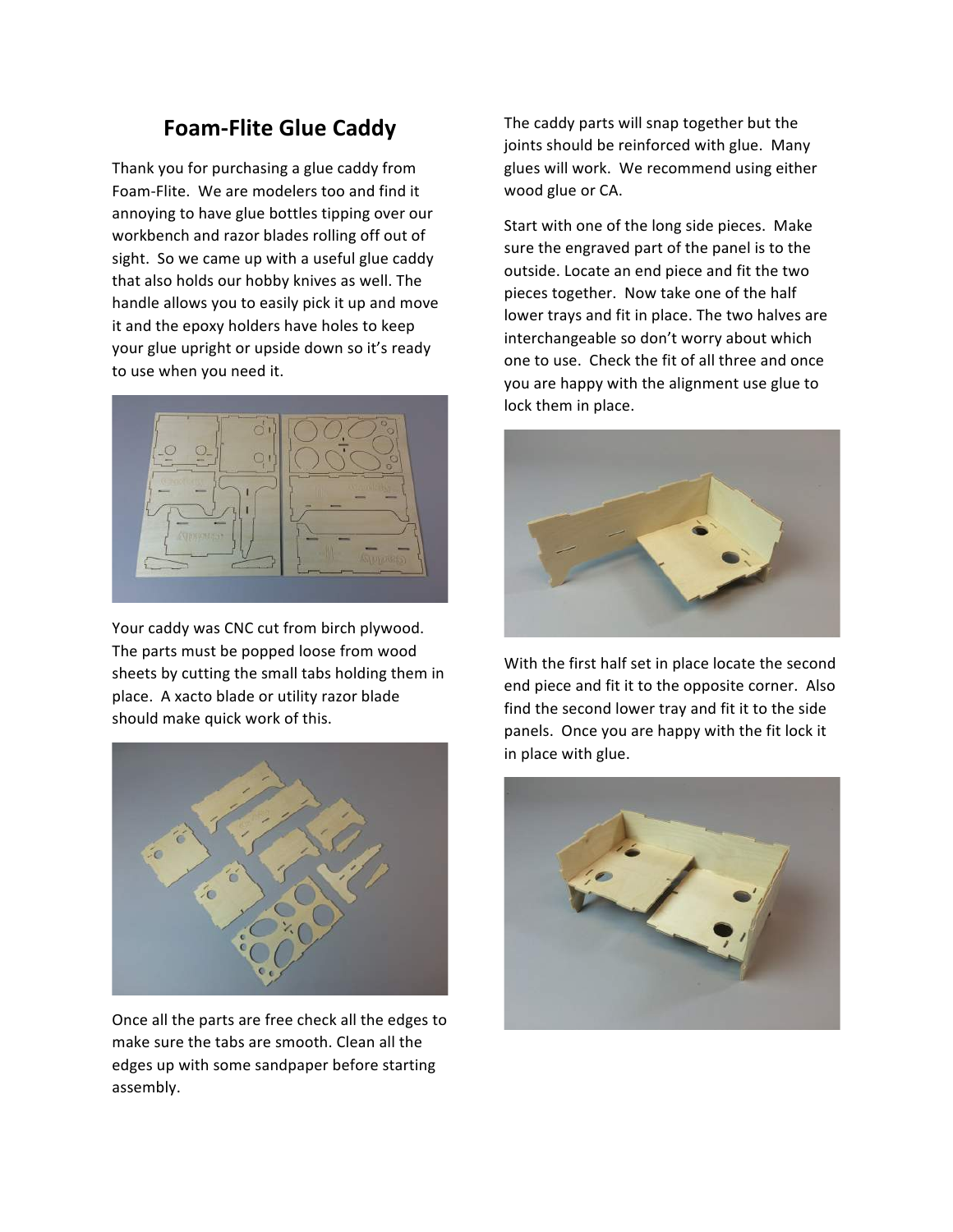# Foam-Flite Glue Caddy

Thank you for purchasing a glue caddy from Foam-Flite. We are modelers too and find it annoying to have glue bottles tipping over our workbench and razor blades rolling off out of sight. So we came up with a useful glue caddy that also holds our hobby knives as well. The handle allows you to easily pick it up and move it and the epoxy holders have holes to keep your glue upright or upside down so it's ready to use when you need it.

Your caddy was CNC cut from birch plywood. The parts must be popped loose from wood sheets by cutting the small tabs holding them in place. A xacto blade or utility razor blade should make quick work of this.

Once all the parts are free check all the edges to make sure the tabs are smooth. Clean all the edges up with some sandpaper before starting assembly.

The caddy parts will snap together but the joints should be reinforced with glue. Many glues will work. We recommend using either wood glue or CA.

Start with one of the long side pieces. Make sure the engraved part of the panel is to the outside. Locate an end piece and fit the two pieces together. Now take one of the half lower trays and fit in place. The two halves are interchangeable so don't worry about which one to use. Check the fit of all three and once you are happy with the alignment use glue to lock them in place.

With the first half set in place locate the second end piece and fit it to the opposite corner. Also find the second lower tray and fit it to the side panels. Once you are happy with the fit lock it in place with glue.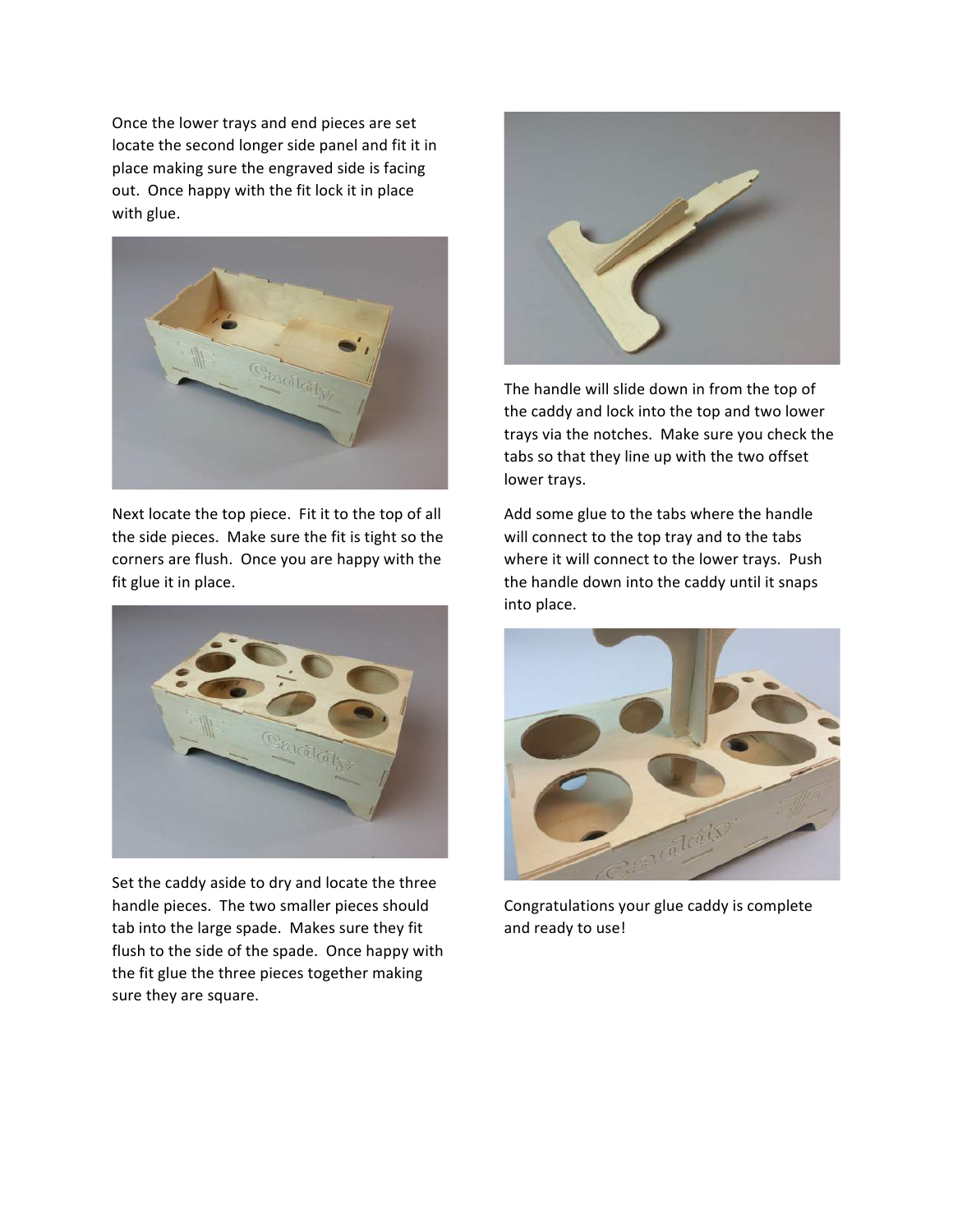Once the lower trays and end pieces are set locate the second longer side panel and fit it in place making sure the engraved side is facing out. Once happy with the fit lock it in place with glue.

Next locate the top piece. Fit it to the top of all the side pieces. Make sure the fit is tight so the corners are flush. Once you are happy with the fit glue it in place.

Set the caddy aside to dry and locate the three handle pieces. The two smaller pieces should tab into the large spade. Makes sure they fit flush to the side of the spade. Once happy with the fit glue the three pieces together making sure they are square.

The handle will slide down in from the top of the caddy and lock into the top and two lower trays via the notches. Make sure you check the tabs so that they line up with the two offset lower trays.

Add some glue to the tabs where the handle will connect to the top tray and to the tabs where it will connect to the lower trays. Push the handle down into the caddy until it snaps into place.

Congratulations your glue caddy is complete and ready to use!